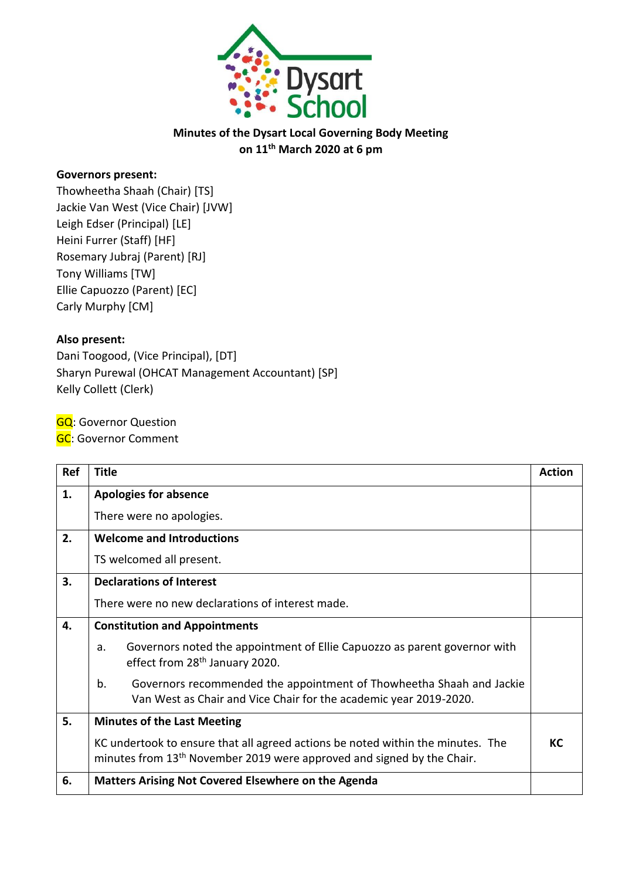**Minutes of the Dysart Local Governing Body Meeting on 11th March 2020 at 6 pm**

**Governors present:**
Thowheetha Shaah (Chair) [TS]
Jackie Van West (Vice Chair) [JVW]
Leigh Edser (Principal) [LE]
Heini Furrer (Staff) [HF]
Rosemary Jubraj (Parent) [RJ]
Tony Williams [TW]
Ellie Capuozzo (Parent) [EC]
Carly Murphy [CM]

**Also present:**
Dani Toogood, (Vice Principal), [DT]
Sharyn Purewal (OHCAT Management Accountant) [SP]
Kelly Collett (Clerk)

GQ: Governor Question
GC: Governor Comment

| Ref | Title | Action |
|---|---|---|
| **1.** | **Apologies for absence**<br>There were no apologies. | |
| **2.** | **Welcome and Introductions**<br>TS welcomed all present. | |
| **3.** | **Declarations of Interest**<br>There were no new declarations of interest made. | |
| **4.** | **Constitution and Appointments**<br>a. Governors noted the appointment of Ellie Capuozzo as parent governor with effect from 28th January 2020.<br>b. Governors recommended the appointment of Thowheetha Shaah and Jackie Van West as Chair and Vice Chair for the academic year 2019-2020. | |
| **5.** | **Minutes of the Last Meeting**<br>KC undertook to ensure that all agreed actions be noted within the minutes. The minutes from 13th November 2019 were approved and signed by the Chair. | **KC** |
| **6.** | **Matters Arising Not Covered Elsewhere on the Agenda** | |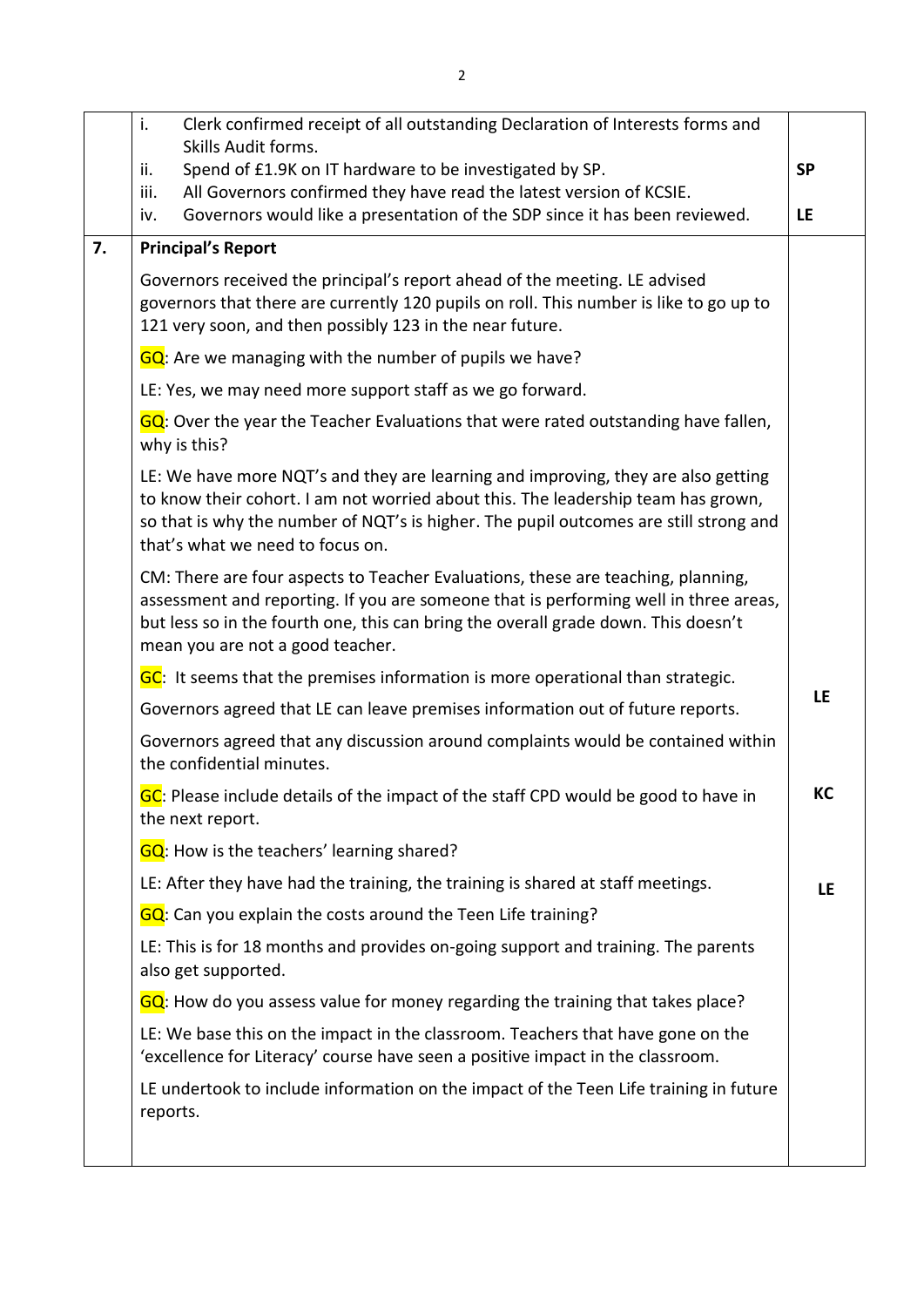| | | |
|---|---|---|
| | i. Clerk confirmed receipt of all outstanding Declaration of Interests forms and Skills Audit forms.<br>ii. Spend of £1.9K on IT hardware to be investigated by SP.<br>iii. All Governors confirmed they have read the latest version of KCSIE.<br>iv. Governors would like a presentation of the SDP since it has been reviewed. | <br><br>**SP**<br><br>**LE** |
| **7.** | **Principal's Report**<br><br>Governors received the principal's report ahead of the meeting. LE advised governors that there are currently 120 pupils on roll. This number is like to go up to 121 very soon, and then possibly 123 in the near future.<br><br>GQ: Are we managing with the number of pupils we have?<br><br>LE: Yes, we may need more support staff as we go forward.<br><br>GQ: Over the year the Teacher Evaluations that were rated outstanding have fallen, why is this?<br><br>LE: We have more NQT's and they are learning and improving, they are also getting to know their cohort. I am not worried about this. The leadership team has grown, so that is why the number of NQT's is higher. The pupil outcomes are still strong and that's what we need to focus on.<br><br>CM: There are four aspects to Teacher Evaluations, these are teaching, planning, assessment and reporting. If you are someone that is performing well in three areas, but less so in the fourth one, this can bring the overall grade down. This doesn't mean you are not a good teacher.<br><br>GC: It seems that the premises information is more operational than strategic.<br><br>Governors agreed that LE can leave premises information out of future reports.<br><br>Governors agreed that any discussion around complaints would be contained within the confidential minutes.<br><br>GC: Please include details of the impact of the staff CPD would be good to have in the next report.<br><br>GQ: How is the teachers' learning shared?<br><br>LE: After they have had the training, the training is shared at staff meetings.<br><br>GQ: Can you explain the costs around the Teen Life training?<br><br>LE: This is for 18 months and provides on-going support and training. The parents also get supported.<br><br>GQ: How do you assess value for money regarding the training that takes place?<br><br>LE: We base this on the impact in the classroom. Teachers that have gone on the 'excellence for Literacy' course have seen a positive impact in the classroom.<br><br>LE undertook to include information on the impact of the Teen Life training in future reports. | <br><br><br><br><br><br><br><br><br><br><br><br><br><br><br><br><br>**LE**<br><br><br><br>**KC**<br><br><br><br>**LE** |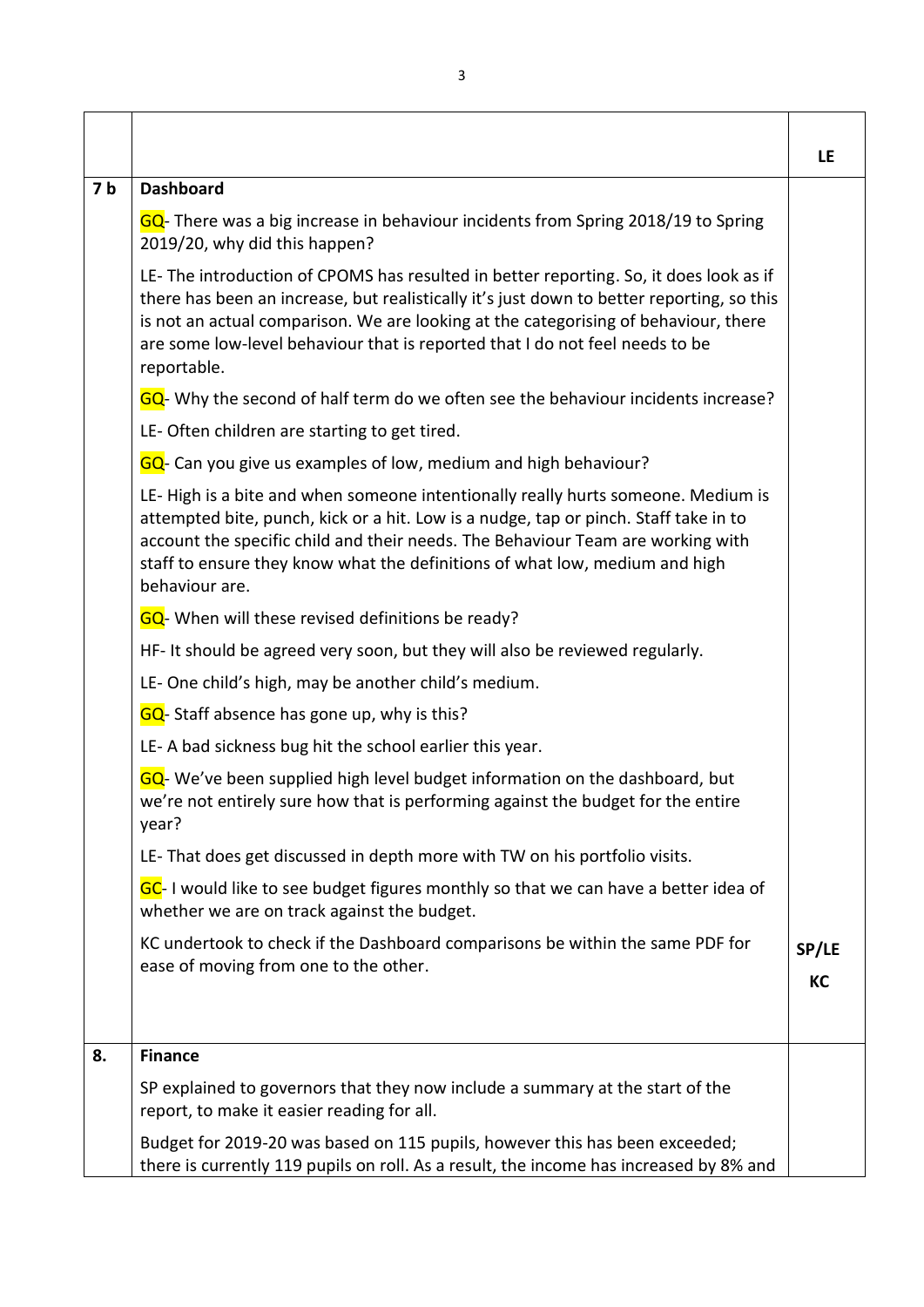| | | |
|---|---|---|
| | | **LE** |
| **7 b** | **Dashboard**<br><br>GQ- There was a big increase in behaviour incidents from Spring 2018/19 to Spring 2019/20, why did this happen?<br><br>LE- The introduction of CPOMS has resulted in better reporting. So, it does look as if there has been an increase, but realistically it's just down to better reporting, so this is not an actual comparison. We are looking at the categorising of behaviour, there are some low-level behaviour that is reported that I do not feel needs to be reportable.<br><br>GQ- Why the second of half term do we often see the behaviour incidents increase?<br><br>LE- Often children are starting to get tired.<br><br>GQ- Can you give us examples of low, medium and high behaviour?<br><br>LE- High is a bite and when someone intentionally really hurts someone. Medium is attempted bite, punch, kick or a hit. Low is a nudge, tap or pinch. Staff take in to account the specific child and their needs. The Behaviour Team are working with staff to ensure they know what the definitions of what low, medium and high behaviour are.<br><br>GQ- When will these revised definitions be ready?<br><br>HF- It should be agreed very soon, but they will also be reviewed regularly.<br><br>LE- One child's high, may be another child's medium.<br><br>GQ- Staff absence has gone up, why is this?<br><br>LE- A bad sickness bug hit the school earlier this year.<br><br>GQ- We've been supplied high level budget information on the dashboard, but we're not entirely sure how that is performing against the budget for the entire year?<br><br>LE- That does get discussed in depth more with TW on his portfolio visits.<br><br>GC- I would like to see budget figures monthly so that we can have a better idea of whether we are on track against the budget.<br><br>KC undertook to check if the Dashboard comparisons be within the same PDF for ease of moving from one to the other. | **SP/LE**<br><br>**KC** |
| **8.** | **Finance**<br><br>SP explained to governors that they now include a summary at the start of the report, to make it easier reading for all.<br><br>Budget for 2019-20 was based on 115 pupils, however this has been exceeded; there is currently 119 pupils on roll. As a result, the income has increased by 8% and | |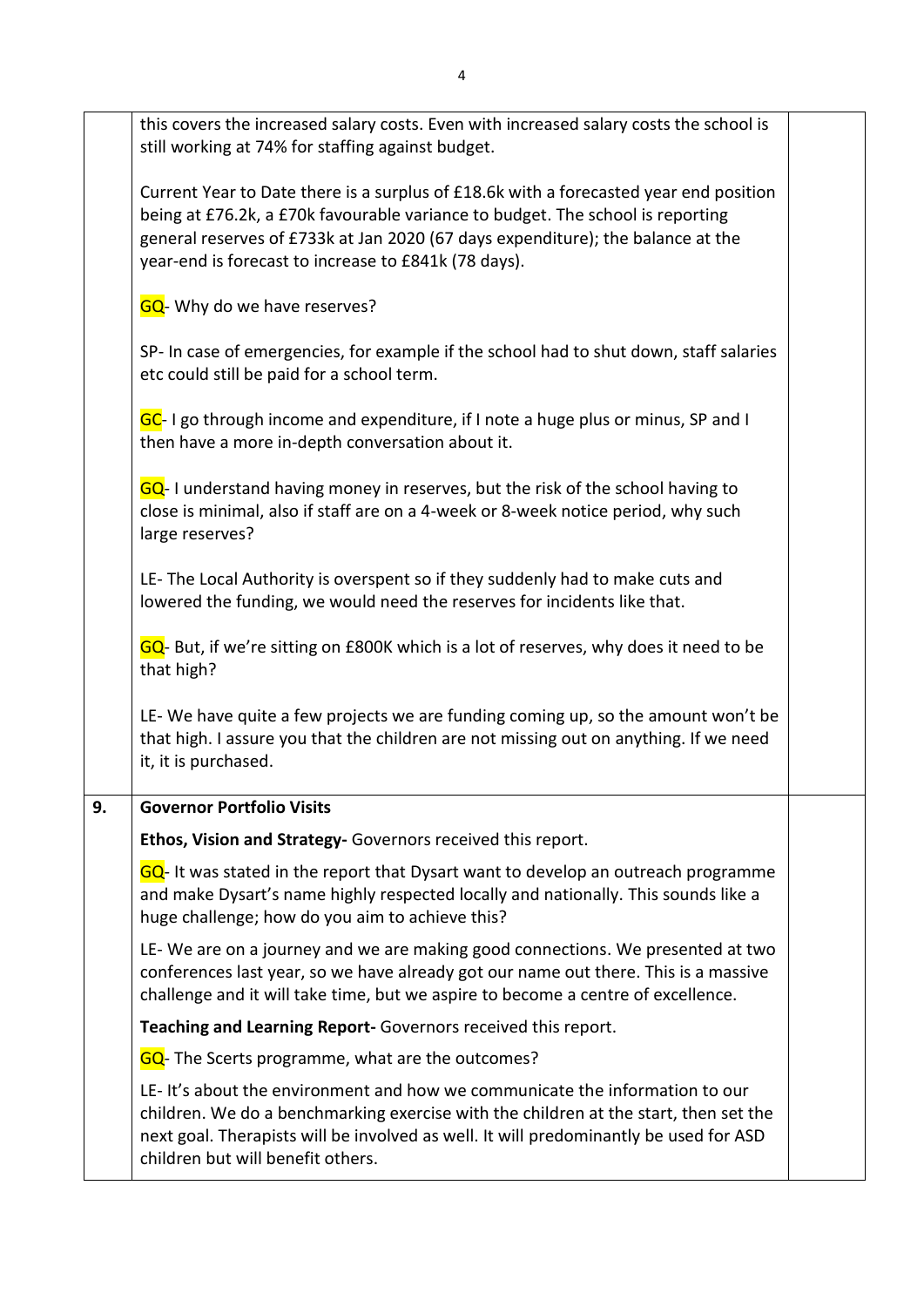| | | |
|---|---|---|
| | this covers the increased salary costs. Even with increased salary costs the school is still working at 74% for staffing against budget.<br><br>Current Year to Date there is a surplus of £18.6k with a forecasted year end position being at £76.2k, a £70k favourable variance to budget. The school is reporting general reserves of £733k at Jan 2020 (67 days expenditure); the balance at the year-end is forecast to increase to £841k (78 days).<br><br>GQ- Why do we have reserves?<br><br>SP- In case of emergencies, for example if the school had to shut down, staff salaries etc could still be paid for a school term.<br><br>GC- I go through income and expenditure, if I note a huge plus or minus, SP and I then have a more in-depth conversation about it.<br><br>GQ- I understand having money in reserves, but the risk of the school having to close is minimal, also if staff are on a 4-week or 8-week notice period, why such large reserves?<br><br>LE- The Local Authority is overspent so if they suddenly had to make cuts and lowered the funding, we would need the reserves for incidents like that.<br><br>GQ- But, if we're sitting on £800K which is a lot of reserves, why does it need to be that high?<br><br>LE- We have quite a few projects we are funding coming up, so the amount won't be that high. I assure you that the children are not missing out on anything. If we need it, it is purchased. | |
| **9.** | **Governor Portfolio Visits**<br><br>**Ethos, Vision and Strategy-** Governors received this report.<br><br>GQ- It was stated in the report that Dysart want to develop an outreach programme and make Dysart's name highly respected locally and nationally. This sounds like a huge challenge; how do you aim to achieve this?<br><br>LE- We are on a journey and we are making good connections. We presented at two conferences last year, so we have already got our name out there. This is a massive challenge and it will take time, but we aspire to become a centre of excellence.<br><br>**Teaching and Learning Report-** Governors received this report.<br><br>GQ- The Scerts programme, what are the outcomes?<br><br>LE- It's about the environment and how we communicate the information to our children. We do a benchmarking exercise with the children at the start, then set the next goal. Therapists will be involved as well. It will predominantly be used for ASD children but will benefit others. | |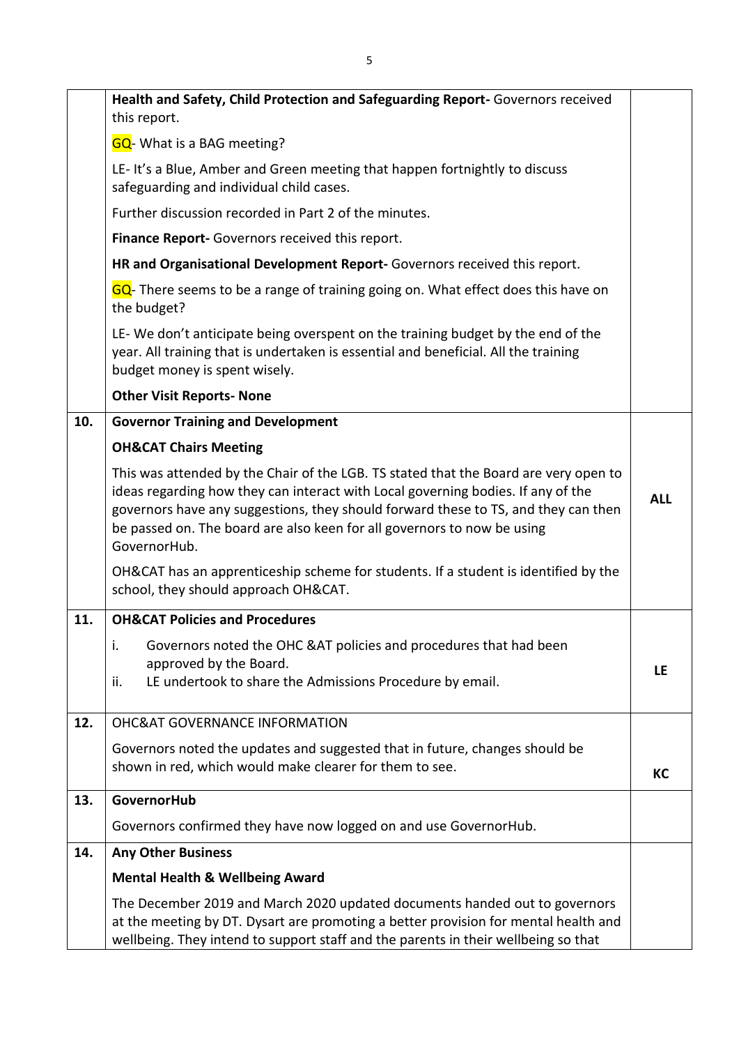| | | |
|---|---|---|
| | **Health and Safety, Child Protection and Safeguarding Report-** Governors received this report.<br><br>GQ- What is a BAG meeting?<br><br>LE- It's a Blue, Amber and Green meeting that happen fortnightly to discuss safeguarding and individual child cases.<br><br>Further discussion recorded in Part 2 of the minutes.<br><br>**Finance Report-** Governors received this report.<br><br>**HR and Organisational Development Report-** Governors received this report.<br><br>GQ- There seems to be a range of training going on. What effect does this have on the budget?<br><br>LE- We don't anticipate being overspent on the training budget by the end of the year. All training that is undertaken is essential and beneficial. All the training budget money is spent wisely.<br><br>**Other Visit Reports- None** | |
| **10.** | **Governor Training and Development**<br><br>**OH&CAT Chairs Meeting**<br><br>This was attended by the Chair of the LGB. TS stated that the Board are very open to ideas regarding how they can interact with Local governing bodies. If any of the governors have any suggestions, they should forward these to TS, and they can then be passed on. The board are also keen for all governors to now be using GovernorHub.<br><br>OH&CAT has an apprenticeship scheme for students. If a student is identified by the school, they should approach OH&CAT. | **ALL** |
| **11.** | **OH&CAT Policies and Procedures**<br><br>i. Governors noted the OHC &AT policies and procedures that had been approved by the Board.<br>ii. LE undertook to share the Admissions Procedure by email. | **LE** |
| **12.** | OHC&AT GOVERNANCE INFORMATION<br><br>Governors noted the updates and suggested that in future, changes should be shown in red, which would make clearer for them to see. | **KC** |
| **13.** | **GovernorHub**<br><br>Governors confirmed they have now logged on and use GovernorHub. | |
| **14.** | **Any Other Business**<br><br>**Mental Health & Wellbeing Award**<br><br>The December 2019 and March 2020 updated documents handed out to governors at the meeting by DT. Dysart are promoting a better provision for mental health and wellbeing. They intend to support staff and the parents in their wellbeing so that | |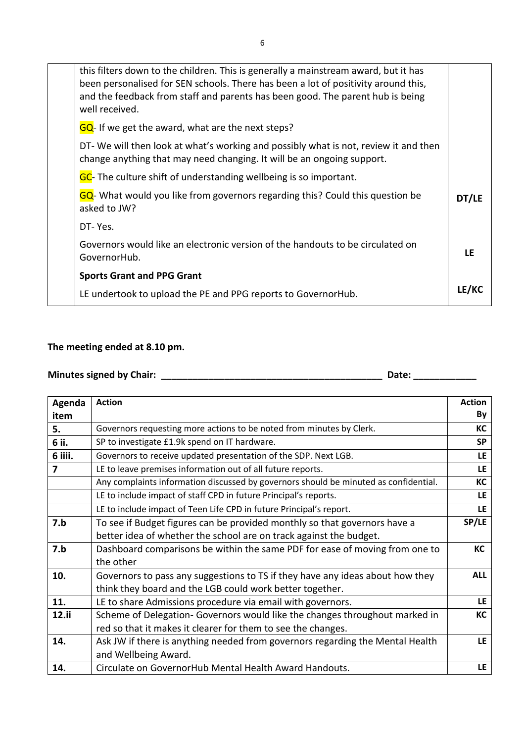| | | |
|---|---|---|
| | this filters down to the children. This is generally a mainstream award, but it has been personalised for SEN schools. There has been a lot of positivity around this, and the feedback from staff and parents has been good. The parent hub is being well received. | |
| | GQ- If we get the award, what are the next steps? | |
| | DT- We will then look at what's working and possibly what is not, review it and then change anything that may need changing. It will be an ongoing support. | |
| | GC- The culture shift of understanding wellbeing is so important. | |
| | GQ- What would you like from governors regarding this? Could this question be asked to JW? | DT/LE |
| | DT- Yes. | |
| | Governors would like an electronic version of the handouts to be circulated on GovernorHub. | LE |
| | **Sports Grant and PPG Grant** | |
| | LE undertook to upload the PE and PPG reports to GovernorHub. | LE/KC |

**The meeting ended at 8.10 pm.**

**Minutes signed by Chair: ________________________________________ Date: ____________**

| Agenda item | Action | Action By |
|---|---|---|
| 5. | Governors requesting more actions to be noted from minutes by Clerk. | KC |
| 6 ii. | SP to investigate £1.9k spend on IT hardware. | SP |
| 6 iiii. | Governors to receive updated presentation of the SDP. Next LGB. | LE |
| 7 | LE to leave premises information out of all future reports. | LE |
| | Any complaints information discussed by governors should be minuted as confidential. | KC |
| | LE to include impact of staff CPD in future Principal's reports. | LE |
| | LE to include impact of Teen Life CPD in future Principal's report. | LE |
| 7.b | To see if Budget figures can be provided monthly so that governors have a better idea of whether the school are on track against the budget. | SP/LE |
| 7.b | Dashboard comparisons be within the same PDF for ease of moving from one to the other | KC |
| 10. | Governors to pass any suggestions to TS if they have any ideas about how they think they board and the LGB could work better together. | ALL |
| 11. | LE to share Admissions procedure via email with governors. | LE |
| 12.ii | Scheme of Delegation- Governors would like the changes throughout marked in red so that it makes it clearer for them to see the changes. | KC |
| 14. | Ask JW if there is anything needed from governors regarding the Mental Health and Wellbeing Award. | LE |
| 14. | Circulate on GovernorHub Mental Health Award Handouts. | LE |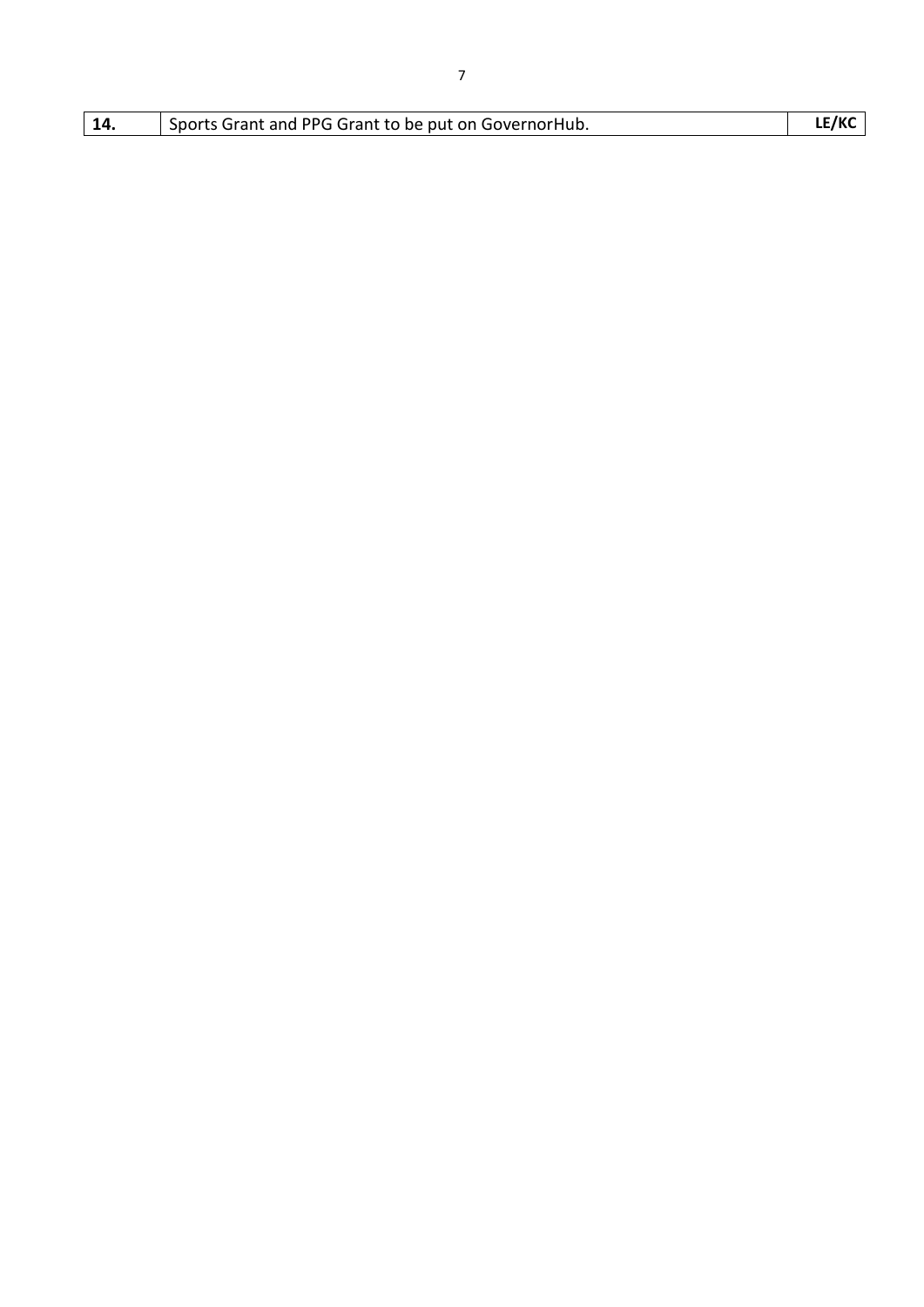| | | |
|---|---|---|
| **14.** | Sports Grant and PPG Grant to be put on GovernorHub. | **LE/KC** |